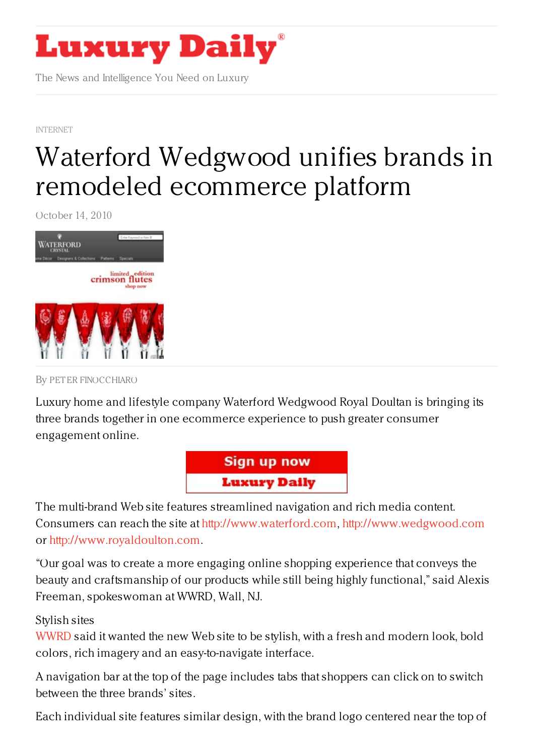INTERNET

# Waterford Wedgwood unifies brands in remodeled ecommerce platform

October 14, 2010

By PETER FINOCCHIARO

Luxury home and lifestyle company Waterford Wedgwood Royal Doultan is bringing its three brands together in one ecommerce experience to push greater consumer engagement online.

The multi-brand Web site features streamlined navigation and rich media content. Consumers can reach the site at http://www.waterford.com, http://www.wedgwood.com or http://www.royaldoulton.com.

"Our goal was to create a more engaging online shopping experience that conveys the beauty and craftsmanship of our products while still being highly functional," said Alexis Freeman, spokeswoman at WWRD, Wall, NJ.

## Stylish sites

WWRD said it wanted the new Web site to be stylish, with a fresh and modern look, bold colors, rich imagery and an easy-to-navigate interface.

A navigation bar at the top of the page includes tabs that shoppers can click on to switch between the three brands' sites.

Each individual site features similar design, with the brand logo centered near the top of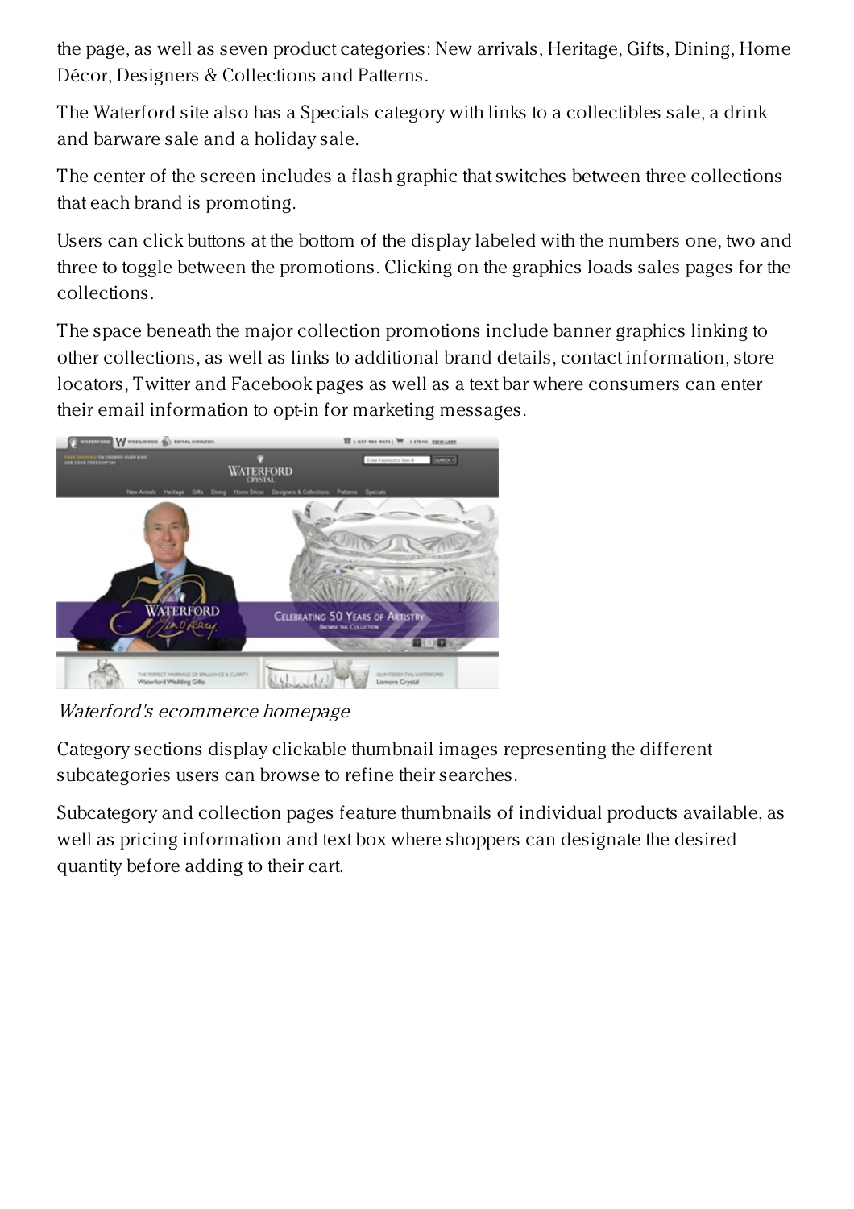the page, as well as seven product categories: New arrivals, Heritage, Gifts, Dining, Home Décor, Designers & Collections and Patterns.

The Waterford site also has a Specials category with links to a collectibles sale, a drink and barware sale and a holiday sale.

The center of the screen includes a flash graphic that switches between three collections that each brand is promoting.

Users can click buttons at the bottom of the display labeled with the numbers one, two and three to toggle between the promotions. Clicking on the graphics loads sales pages for the collections.

The space beneath the major collection promotions include banner graphics linking to other collections, as well as links to additional brand details, contact information, store locators, Twitter and Facebook pages as well as a text bar where consumers can enter their email information to opt-in for marketing messages.

*Waterford's ecommerce homepage*

Category sections display clickable thumbnail images representing the different subcategories users can browse to refine their searches.

Subcategory and collection pages feature thumbnails of individual products available, as well as pricing information and text box where shoppers can designate the desired quantity before adding to their cart.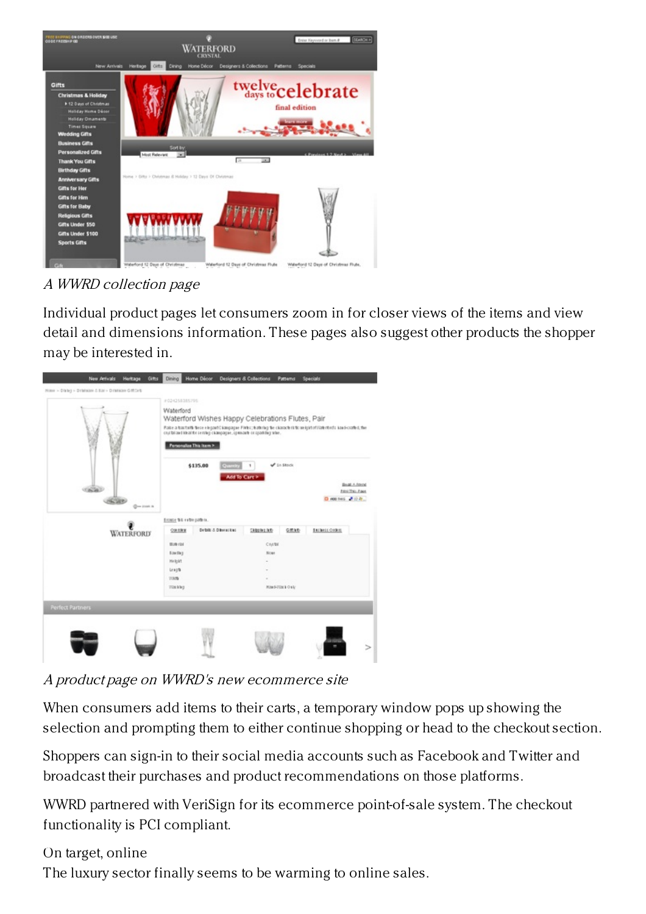*A WWRD collection page*

Individual product pages let consumers zoom in for closer views of the items and view detail and dimensions information. These pages also suggest other products the shopper may be interested in.

*A product page on WWRD's new ecommerce site*

When consumers add items to their carts, a temporary window pops up showing the selection and prompting them to either continue shopping or head to the checkout section.

Shoppers can sign-in to their social media accounts such as Facebook and Twitter and broadcast their purchases and product recommendations on those platforms.

WWRD partnered with VeriSign for its ecommerce point-of-sale system. The checkout functionality is PCI compliant.

On target, online

The luxury sector finally seems to be warming to online sales.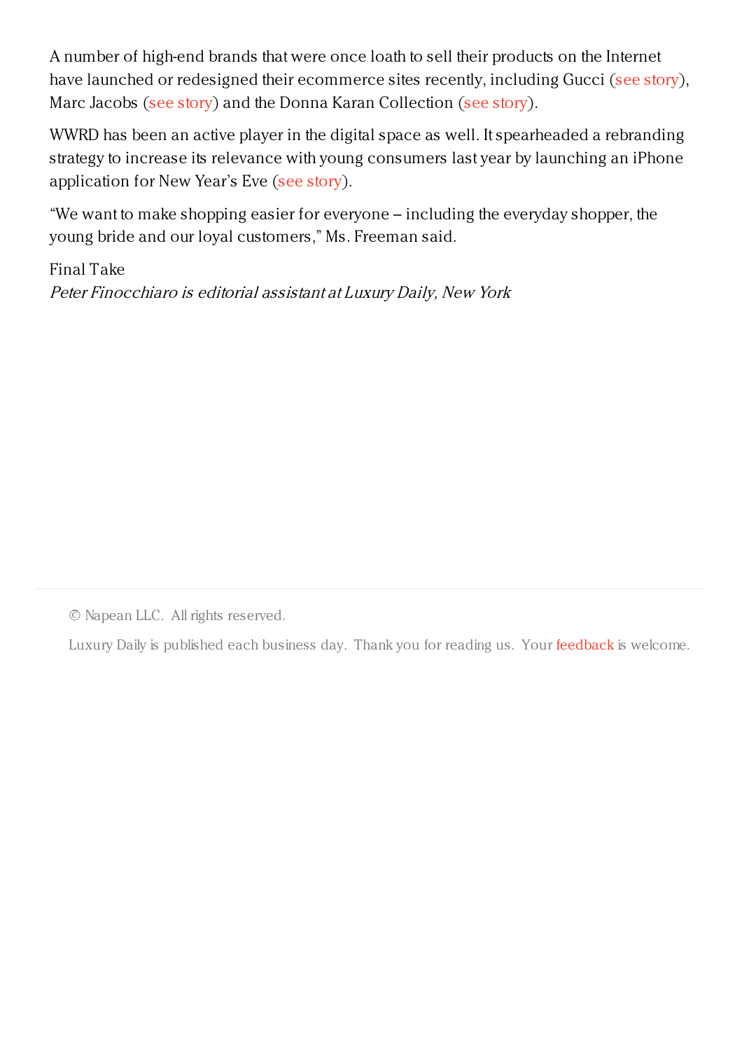A number of high-end brands that were once loath to sell their products on the Internet have launched or redesigned their ecommerce sites recently, including Gucci (see story), Marc Jacobs (see story) and the Donna Karan Collection (see story).

WWRD has been an active player in the digital space as well. It spearheaded a rebranding strategy to increase its relevance with young consumers last year by launching an iPhone application for New Year's Eve (see story).

"We want to make shopping easier for everyone – including the everyday shopper, the young bride and our loyal customers," Ms. Freeman said.

Final Take
*Peter Finocchiaro is editorial assistant at Luxury Daily, New York*

© Napean LLC. All rights reserved.

Luxury Daily is published each business day. Thank you for reading us. Your feedback is welcome.